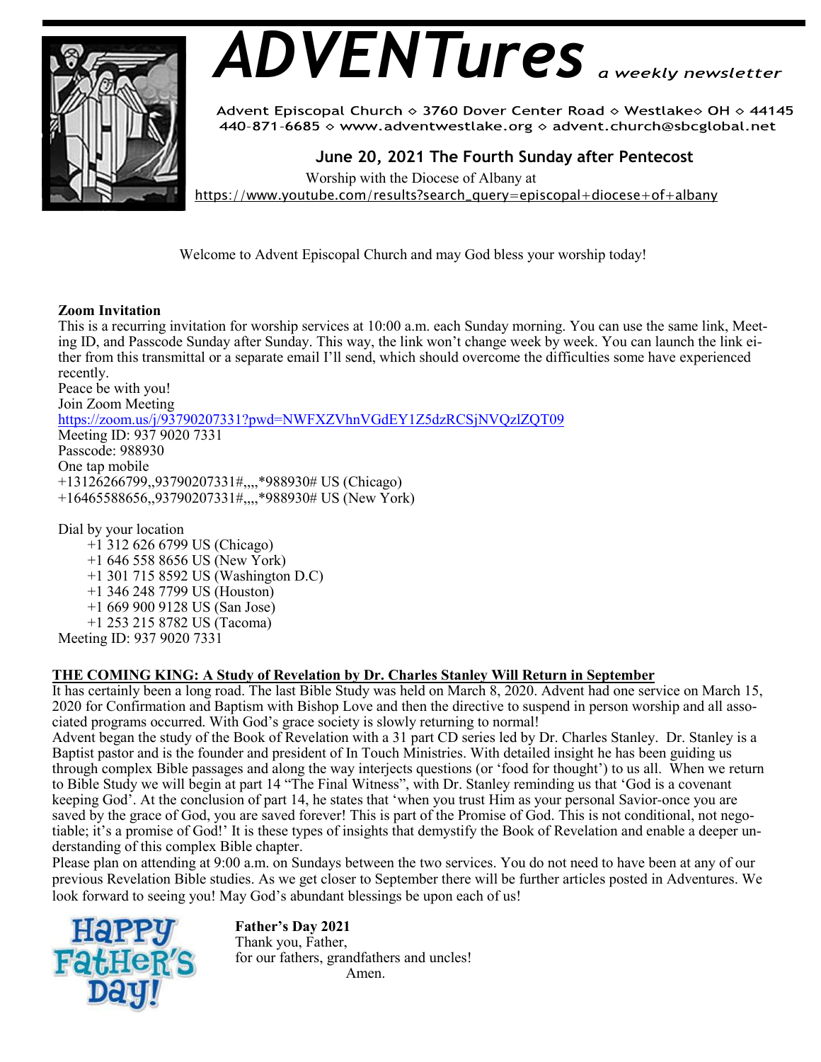# ADVENTures *a weekly newsletter*

Advent Episcopal Church ◇ 3760 Dover Center Road ◇ Westlake◇ OH ◇ 44145
440-871-6685 ◇ www.adventwestlake.org ◇ advent.church@sbcglobal.net

## June 20, 2021 The Fourth Sunday after Pentecost

Worship with the Diocese of Albany at
https://www.youtube.com/results?search_query=episcopal+diocese+of+albany

Welcome to Advent Episcopal Church and may God bless your worship today!

**Zoom Invitation**
This is a recurring invitation for worship services at 10:00 a.m. each Sunday morning. You can use the same link, Meeting ID, and Passcode Sunday after Sunday. This way, the link won't change week by week. You can launch the link either from this transmittal or a separate email I'll send, which should overcome the difficulties some have experienced recently.
Peace be with you!
Join Zoom Meeting
https://zoom.us/j/93790207331?pwd=NWFXZVhnVGdEY1Z5dzRCSjNVQzlZQT09
Meeting ID: 937 9020 7331
Passcode: 988930
One tap mobile
+13126266799,,93790207331#,,,,*988930# US (Chicago)
+16465588656,,93790207331#,,,,*988930# US (New York)

Dial by your location
+1 312 626 6799 US (Chicago)
+1 646 558 8656 US (New York)
+1 301 715 8592 US (Washington D.C)
+1 346 248 7799 US (Houston)
+1 669 900 9128 US (San Jose)
+1 253 215 8782 US (Tacoma)
Meeting ID: 937 9020 7331

**THE COMING KING: A Study of Revelation by Dr. Charles Stanley Will Return in September**
It has certainly been a long road. The last Bible Study was held on March 8, 2020. Advent had one service on March 15, 2020 for Confirmation and Baptism with Bishop Love and then the directive to suspend in person worship and all associated programs occurred. With God's grace society is slowly returning to normal!
Advent began the study of the Book of Revelation with a 31 part CD series led by Dr. Charles Stanley. Dr. Stanley is a Baptist pastor and is the founder and president of In Touch Ministries. With detailed insight he has been guiding us through complex Bible passages and along the way interjects questions (or 'food for thought') to us all. When we return to Bible Study we will begin at part 14 "The Final Witness", with Dr. Stanley reminding us that 'God is a covenant keeping God'. At the conclusion of part 14, he states that 'when you trust Him as your personal Savior-once you are saved by the grace of God, you are saved forever! This is part of the Promise of God. This is not conditional, not negotiable; it's a promise of God!' It is these types of insights that demystify the Book of Revelation and enable a deeper understanding of this complex Bible chapter.
Please plan on attending at 9:00 a.m. on Sundays between the two services. You do not need to have been at any of our previous Revelation Bible studies. As we get closer to September there will be further articles posted in Adventures. We look forward to seeing you! May God's abundant blessings be upon each of us!

Happy Father's Day!

**Father's Day 2021**
Thank you, Father,
for our fathers, grandfathers and uncles!
Amen.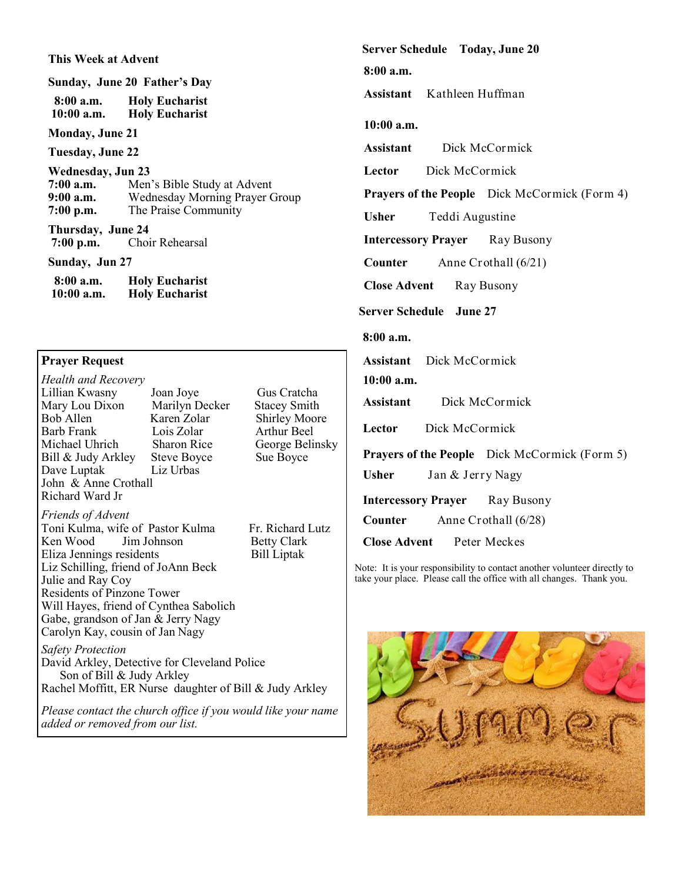## This Week at Advent

**Sunday, June 20 Father's Day**

**8:00 a.m.** **Holy Eucharist**
**10:00 a.m.** **Holy Eucharist**

**Monday, June 21**

**Tuesday, June 22**

**Wednesday, Jun 23**
**7:00 a.m.** Men's Bible Study at Advent
**9:00 a.m.** Wednesday Morning Prayer Group
**7:00 p.m.** The Praise Community

**Thursday, June 24**
**7:00 p.m.** Choir Rehearsal

**Sunday, Jun 27**

**8:00 a.m.** **Holy Eucharist**
**10:00 a.m.** **Holy Eucharist**

## Prayer Request

*Health and Recovery*

Lillian Kwasny, Joan Joye, Gus Cratcha
Mary Lou Dixon, Marilyn Decker, Stacey Smith
Bob Allen, Karen Zolar, Shirley Moore
Barb Frank, Lois Zolar, Arthur Beel
Michael Uhrich, Sharon Rice, George Belinsky
Bill & Judy Arkley, Steve Boyce, Sue Boyce
Dave Luptak, Liz Urbas
John & Anne Crothall
Richard Ward Jr

*Friends of Advent*

Toni Kulma, wife of Pastor Kulma
Fr. Richard Lutz
Ken Wood
Jim Johnson
Betty Clark
Eliza Jennings residents
Bill Liptak
Liz Schilling, friend of JoAnn Beck
Julie and Ray Coy
Residents of Pinzone Tower
Will Hayes, friend of Cynthea Sabolich
Gabe, grandson of Jan & Jerry Nagy
Carolyn Kay, cousin of Jan Nagy

*Safety Protection*

David Arkley, Detective for Cleveland Police
Son of Bill & Judy Arkley
Rachel Moffitt, ER Nurse daughter of Bill & Judy Arkley

*Please contact the church office if you would like your name added or removed from our list.*

## Server Schedule Today, June 20

**8:00 a.m.**

**Assistant** Kathleen Huffman

**10:00 a.m.**

**Assistant** Dick McCormick

**Lector** Dick McCormick

**Prayers of the People** Dick McCormick (Form 4)

**Usher** Teddi Augustine

**Intercessory Prayer** Ray Busony

**Counter** Anne Crothall (6/21)

**Close Advent** Ray Busony

## Server Schedule June 27

**8:00 a.m.**

**Assistant** Dick McCormick

**10:00 a.m.**

**Assistant** Dick McCormick

**Lector** Dick McCormick

**Prayers of the People** Dick McCormick (Form 5)

**Usher** Jan & Jerry Nagy

**Intercessory Prayer** Ray Busony

**Counter** Anne Crothall (6/28)

**Close Advent** Peter Meckes

Note: It is your responsibility to contact another volunteer directly to take your place. Please call the office with all changes. Thank you.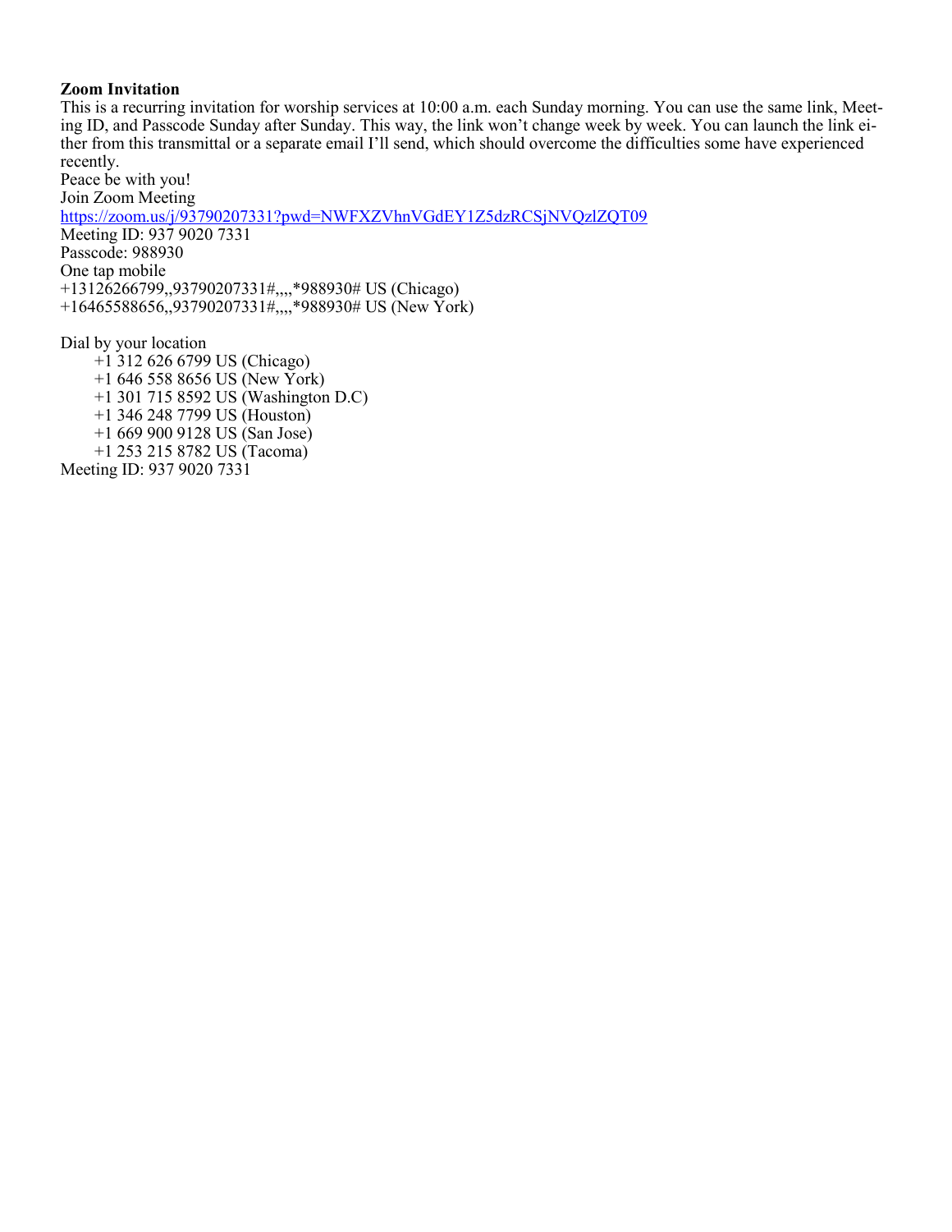**Zoom Invitation**

This is a recurring invitation for worship services at 10:00 a.m. each Sunday morning. You can use the same link, Meeting ID, and Passcode Sunday after Sunday. This way, the link won't change week by week. You can launch the link either from this transmittal or a separate email I'll send, which should overcome the difficulties some have experienced recently.

Peace be with you!

Join Zoom Meeting

https://zoom.us/j/93790207331?pwd=NWFXZVhnVGdEY1Z5dzRCSjNVQzlZQT09

Meeting ID: 937 9020 7331

Passcode: 988930

One tap mobile

+13126266799,,93790207331#,,,,*988930# US (Chicago)

+16465588656,,93790207331#,,,,*988930# US (New York)

Dial by your location

- +1 312 626 6799 US (Chicago)
- +1 646 558 8656 US (New York)
- +1 301 715 8592 US (Washington D.C)
- +1 346 248 7799 US (Houston)
- +1 669 900 9128 US (San Jose)
- +1 253 215 8782 US (Tacoma)

Meeting ID: 937 9020 7331